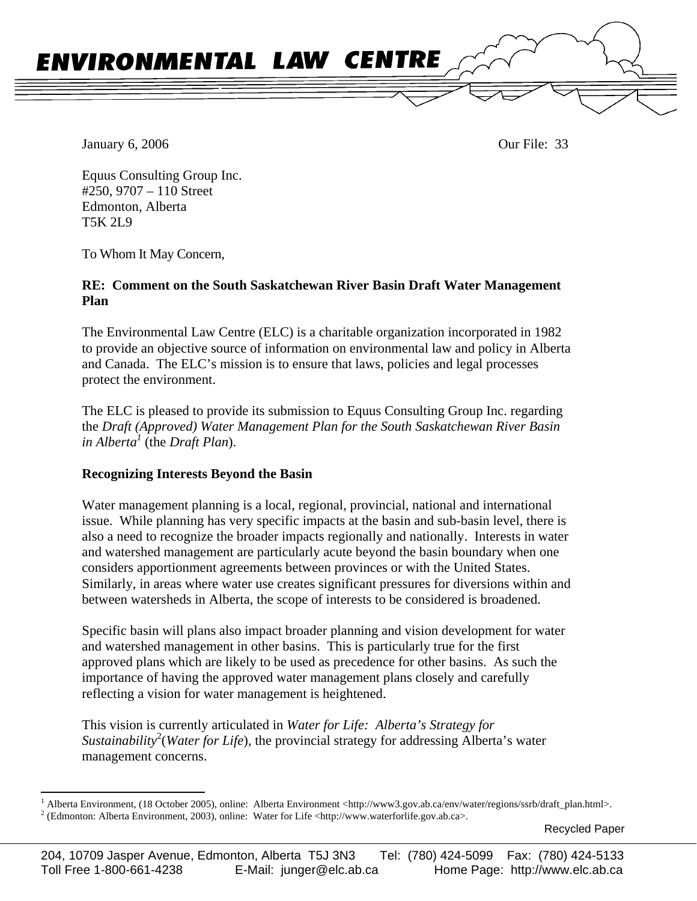# ENVIRONMENTAL LAW CENTRE

January 6, 2006

Our File: 33

Equus Consulting Group Inc.
#250, 9707 – 110 Street
Edmonton, Alberta
T5K 2L9

To Whom It May Concern,

**RE: Comment on the South Saskatchewan River Basin Draft Water Management Plan**

The Environmental Law Centre (ELC) is a charitable organization incorporated in 1982 to provide an objective source of information on environmental law and policy in Alberta and Canada. The ELC's mission is to ensure that laws, policies and legal processes protect the environment.

The ELC is pleased to provide its submission to Equus Consulting Group Inc. regarding the *Draft (Approved) Water Management Plan for the South Saskatchewan River Basin in Alberta*[1] (the *Draft Plan*).

**Recognizing Interests Beyond the Basin**

Water management planning is a local, regional, provincial, national and international issue. While planning has very specific impacts at the basin and sub-basin level, there is also a need to recognize the broader impacts regionally and nationally. Interests in water and watershed management are particularly acute beyond the basin boundary when one considers apportionment agreements between provinces or with the United States. Similarly, in areas where water use creates significant pressures for diversions within and between watersheds in Alberta, the scope of interests to be considered is broadened.

Specific basin will plans also impact broader planning and vision development for water and watershed management in other basins. This is particularly true for the first approved plans which are likely to be used as precedence for other basins. As such the importance of having the approved water management plans closely and carefully reflecting a vision for water management is heightened.

This vision is currently articulated in *Water for Life: Alberta's Strategy for Sustainability*[2](*Water for Life*), the provincial strategy for addressing Alberta's water management concerns.

[1] Alberta Environment, (18 October 2005), online: Alberta Environment <http://www3.gov.ab.ca/env/water/regions/ssrb/draft_plan.html>.
[2] (Edmonton: Alberta Environment, 2003), online: Water for Life <http://www.waterforlife.gov.ab.ca>.

Recycled Paper

204, 10709 Jasper Avenue, Edmonton, Alberta T5J 3N3 Tel: (780) 424-5099 Fax: (780) 424-5133
Toll Free 1-800-661-4238 E-Mail: junger@elc.ab.ca Home Page: http://www.elc.ab.ca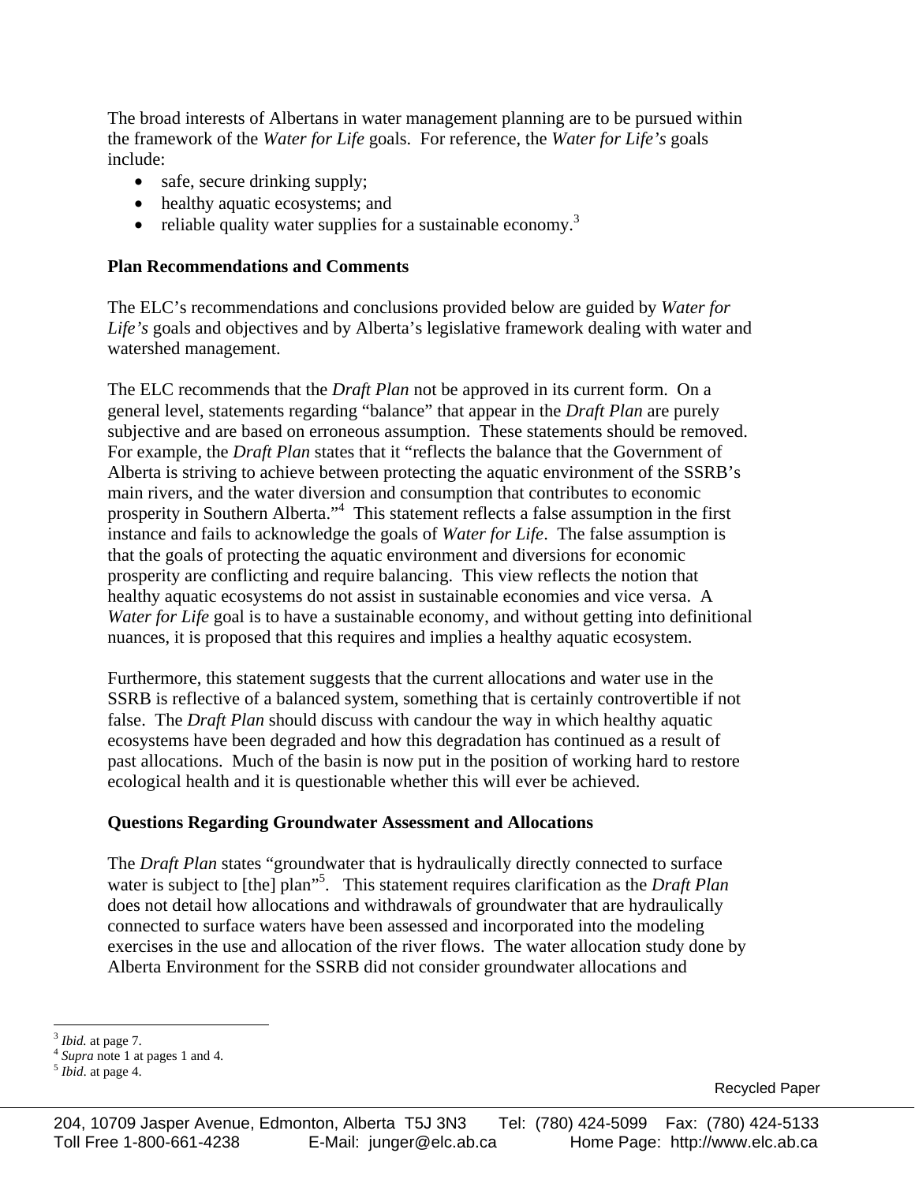The broad interests of Albertans in water management planning are to be pursued within the framework of the *Water for Life* goals. For reference, the *Water for Life's* goals include:

- safe, secure drinking supply;
- healthy aquatic ecosystems; and
- reliable quality water supplies for a sustainable economy.[3]

**Plan Recommendations and Comments**

The ELC's recommendations and conclusions provided below are guided by *Water for Life's* goals and objectives and by Alberta's legislative framework dealing with water and watershed management.

The ELC recommends that the *Draft Plan* not be approved in its current form. On a general level, statements regarding "balance" that appear in the *Draft Plan* are purely subjective and are based on erroneous assumption. These statements should be removed. For example, the *Draft Plan* states that it "reflects the balance that the Government of Alberta is striving to achieve between protecting the aquatic environment of the SSRB's main rivers, and the water diversion and consumption that contributes to economic prosperity in Southern Alberta."[4] This statement reflects a false assumption in the first instance and fails to acknowledge the goals of *Water for Life*. The false assumption is that the goals of protecting the aquatic environment and diversions for economic prosperity are conflicting and require balancing. This view reflects the notion that healthy aquatic ecosystems do not assist in sustainable economies and vice versa. A *Water for Life* goal is to have a sustainable economy, and without getting into definitional nuances, it is proposed that this requires and implies a healthy aquatic ecosystem.

Furthermore, this statement suggests that the current allocations and water use in the SSRB is reflective of a balanced system, something that is certainly controvertible if not false. The *Draft Plan* should discuss with candour the way in which healthy aquatic ecosystems have been degraded and how this degradation has continued as a result of past allocations. Much of the basin is now put in the position of working hard to restore ecological health and it is questionable whether this will ever be achieved.

**Questions Regarding Groundwater Assessment and Allocations**

The *Draft Plan* states "groundwater that is hydraulically directly connected to surface water is subject to [the] plan"[5]. This statement requires clarification as the *Draft Plan* does not detail how allocations and withdrawals of groundwater that are hydraulically connected to surface waters have been assessed and incorporated into the modeling exercises in the use and allocation of the river flows. The water allocation study done by Alberta Environment for the SSRB did not consider groundwater allocations and

---

[3] *Ibid.* at page 7.
[4] *Supra* note 1 at pages 1 and 4.
[5] *Ibid*. at page 4.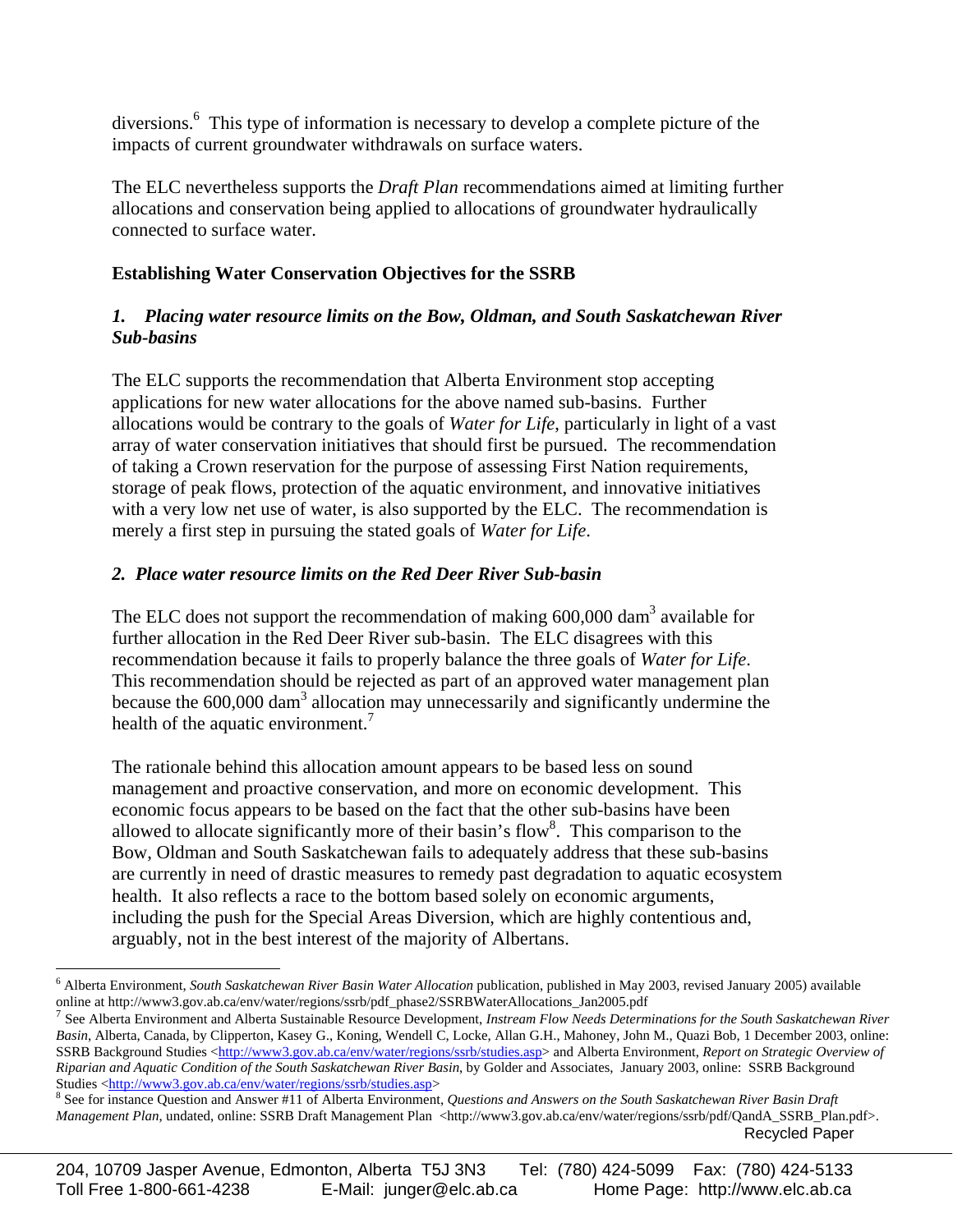diversions.[6] This type of information is necessary to develop a complete picture of the impacts of current groundwater withdrawals on surface waters.

The ELC nevertheless supports the *Draft Plan* recommendations aimed at limiting further allocations and conservation being applied to allocations of groundwater hydraulically connected to surface water.

**Establishing Water Conservation Objectives for the SSRB**

***1. Placing water resource limits on the Bow, Oldman, and South Saskatchewan River Sub-basins***

The ELC supports the recommendation that Alberta Environment stop accepting applications for new water allocations for the above named sub-basins. Further allocations would be contrary to the goals of *Water for Life*, particularly in light of a vast array of water conservation initiatives that should first be pursued. The recommendation of taking a Crown reservation for the purpose of assessing First Nation requirements, storage of peak flows, protection of the aquatic environment, and innovative initiatives with a very low net use of water, is also supported by the ELC. The recommendation is merely a first step in pursuing the stated goals of *Water for Life*.

***2. Place water resource limits on the Red Deer River Sub-basin***

The ELC does not support the recommendation of making 600,000 $dam^3$ available for further allocation in the Red Deer River sub-basin. The ELC disagrees with this recommendation because it fails to properly balance the three goals of *Water for Life*. This recommendation should be rejected as part of an approved water management plan because the 600,000 $dam^3$ allocation may unnecessarily and significantly undermine the health of the aquatic environment.[7]

The rationale behind this allocation amount appears to be based less on sound management and proactive conservation, and more on economic development. This economic focus appears to be based on the fact that the other sub-basins have been allowed to allocate significantly more of their basin's flow[8]. This comparison to the Bow, Oldman and South Saskatchewan fails to adequately address that these sub-basins are currently in need of drastic measures to remedy past degradation to aquatic ecosystem health. It also reflects a race to the bottom based solely on economic arguments, including the push for the Special Areas Diversion, which are highly contentious and, arguably, not in the best interest of the majority of Albertans.

---

[6] Alberta Environment, *South Saskatchewan River Basin Water Allocation* publication, published in May 2003, revised January 2005) available online at http://www3.gov.ab.ca/env/water/regions/ssrb/pdf_phase2/SSRBWaterAllocations_Jan2005.pdf

[7] See Alberta Environment and Alberta Sustainable Resource Development, *Instream Flow Needs Determinations for the South Saskatchewan River Basin*, Alberta, Canada, by Clipperton, Kasey G., Koning, Wendell C, Locke, Allan G.H., Mahoney, John M., Quazi Bob, 1 December 2003, online: SSRB Background Studies <http://www3.gov.ab.ca/env/water/regions/ssrb/studies.asp> and Alberta Environment, *Report on Strategic Overview of Riparian and Aquatic Condition of the South Saskatchewan River Basin*, by Golder and Associates, January 2003, online: SSRB Background Studies <http://www3.gov.ab.ca/env/water/regions/ssrb/studies.asp>

[8] See for instance Question and Answer #11 of Alberta Environment, *Questions and Answers on the South Saskatchewan River Basin Draft Management Plan*, undated, online: SSRB Draft Management Plan <http://www3.gov.ab.ca/env/water/regions/ssrb/pdf/QandA_SSRB_Plan.pdf>.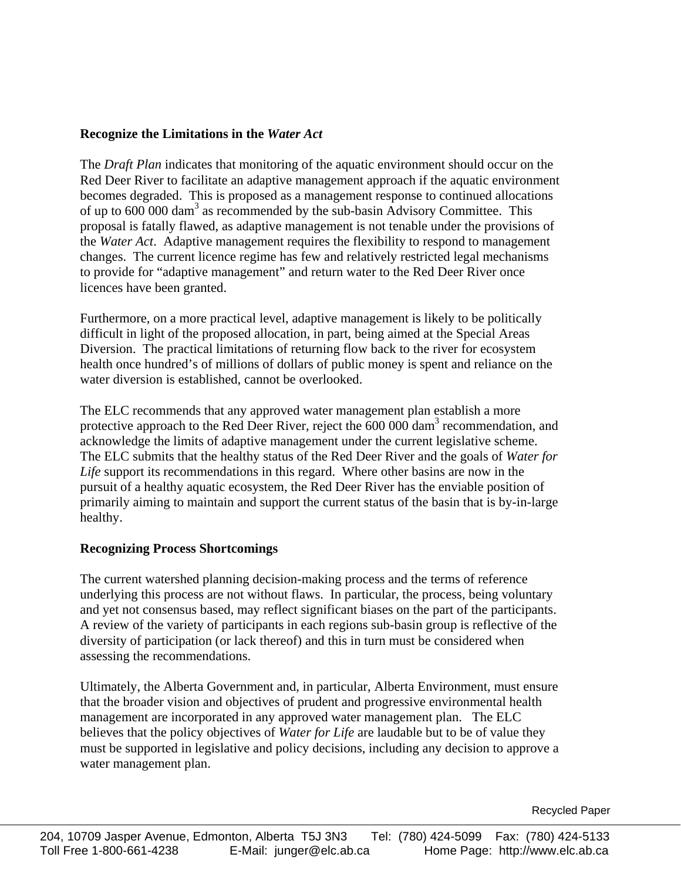**Recognize the Limitations in the *Water Act***

The *Draft Plan* indicates that monitoring of the aquatic environment should occur on the Red Deer River to facilitate an adaptive management approach if the aquatic environment becomes degraded. This is proposed as a management response to continued allocations of up to 600 000 $dam^3$ as recommended by the sub-basin Advisory Committee. This proposal is fatally flawed, as adaptive management is not tenable under the provisions of the *Water Act*. Adaptive management requires the flexibility to respond to management changes. The current licence regime has few and relatively restricted legal mechanisms to provide for "adaptive management" and return water to the Red Deer River once licences have been granted.

Furthermore, on a more practical level, adaptive management is likely to be politically difficult in light of the proposed allocation, in part, being aimed at the Special Areas Diversion. The practical limitations of returning flow back to the river for ecosystem health once hundred's of millions of dollars of public money is spent and reliance on the water diversion is established, cannot be overlooked.

The ELC recommends that any approved water management plan establish a more protective approach to the Red Deer River, reject the 600 000 $dam^3$ recommendation, and acknowledge the limits of adaptive management under the current legislative scheme. The ELC submits that the healthy status of the Red Deer River and the goals of *Water for Life* support its recommendations in this regard. Where other basins are now in the pursuit of a healthy aquatic ecosystem, the Red Deer River has the enviable position of primarily aiming to maintain and support the current status of the basin that is by-in-large healthy.

**Recognizing Process Shortcomings**

The current watershed planning decision-making process and the terms of reference underlying this process are not without flaws. In particular, the process, being voluntary and yet not consensus based, may reflect significant biases on the part of the participants. A review of the variety of participants in each regions sub-basin group is reflective of the diversity of participation (or lack thereof) and this in turn must be considered when assessing the recommendations.

Ultimately, the Alberta Government and, in particular, Alberta Environment, must ensure that the broader vision and objectives of prudent and progressive environmental health management are incorporated in any approved water management plan. The ELC believes that the policy objectives of *Water for Life* are laudable but to be of value they must be supported in legislative and policy decisions, including any decision to approve a water management plan.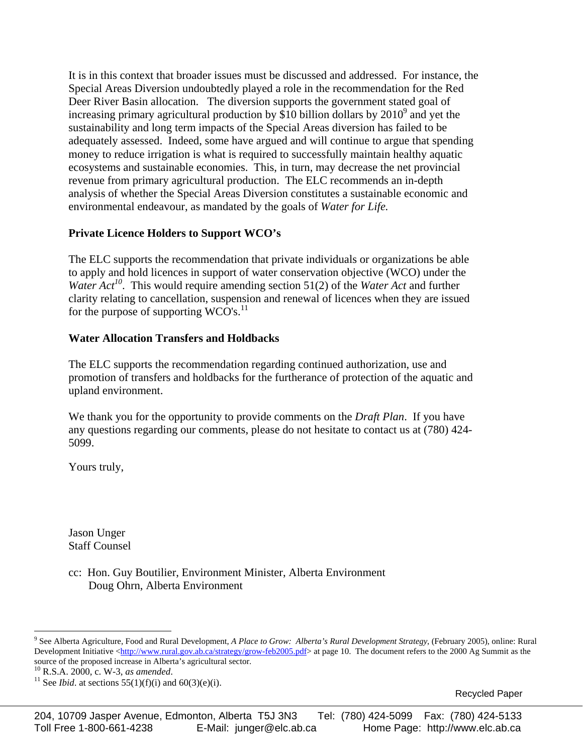It is in this context that broader issues must be discussed and addressed. For instance, the Special Areas Diversion undoubtedly played a role in the recommendation for the Red Deer River Basin allocation. The diversion supports the government stated goal of increasing primary agricultural production by $10 billion dollars by 2010[9] and yet the sustainability and long term impacts of the Special Areas diversion has failed to be adequately assessed. Indeed, some have argued and will continue to argue that spending money to reduce irrigation is what is required to successfully maintain healthy aquatic ecosystems and sustainable economies. This, in turn, may decrease the net provincial revenue from primary agricultural production. The ELC recommends an in-depth analysis of whether the Special Areas Diversion constitutes a sustainable economic and environmental endeavour, as mandated by the goals of *Water for Life.*

**Private Licence Holders to Support WCO's**

The ELC supports the recommendation that private individuals or organizations be able to apply and hold licences in support of water conservation objective (WCO) under the *Water Act*[10]. This would require amending section 51(2) of the *Water Act* and further clarity relating to cancellation, suspension and renewal of licences when they are issued for the purpose of supporting WCO's.[11]

**Water Allocation Transfers and Holdbacks**

The ELC supports the recommendation regarding continued authorization, use and promotion of transfers and holdbacks for the furtherance of protection of the aquatic and upland environment.

We thank you for the opportunity to provide comments on the *Draft Plan*. If you have any questions regarding our comments, please do not hesitate to contact us at (780) 424-5099.

Yours truly,

Jason Unger
Staff Counsel

cc: Hon. Guy Boutilier, Environment Minister, Alberta Environment
Doug Ohrn, Alberta Environment

---

[9] See Alberta Agriculture, Food and Rural Development, *A Place to Grow: Alberta's Rural Development Strategy*, (February 2005), online: Rural Development Initiative <http://www.rural.gov.ab.ca/strategy/grow-feb2005.pdf> at page 10. The document refers to the 2000 Ag Summit as the source of the proposed increase in Alberta's agricultural sector.

[10] R.S.A. 2000, c. W-3, *as amended*.

[11] See *Ibid*. at sections 55(1)(f)(i) and 60(3)(e)(i).

Recycled Paper

204, 10709 Jasper Avenue, Edmonton, Alberta T5J 3N3 Tel: (780) 424-5099 Fax: (780) 424-5133
Toll Free 1-800-661-4238 E-Mail: junger@elc.ab.ca Home Page: http://www.elc.ab.ca